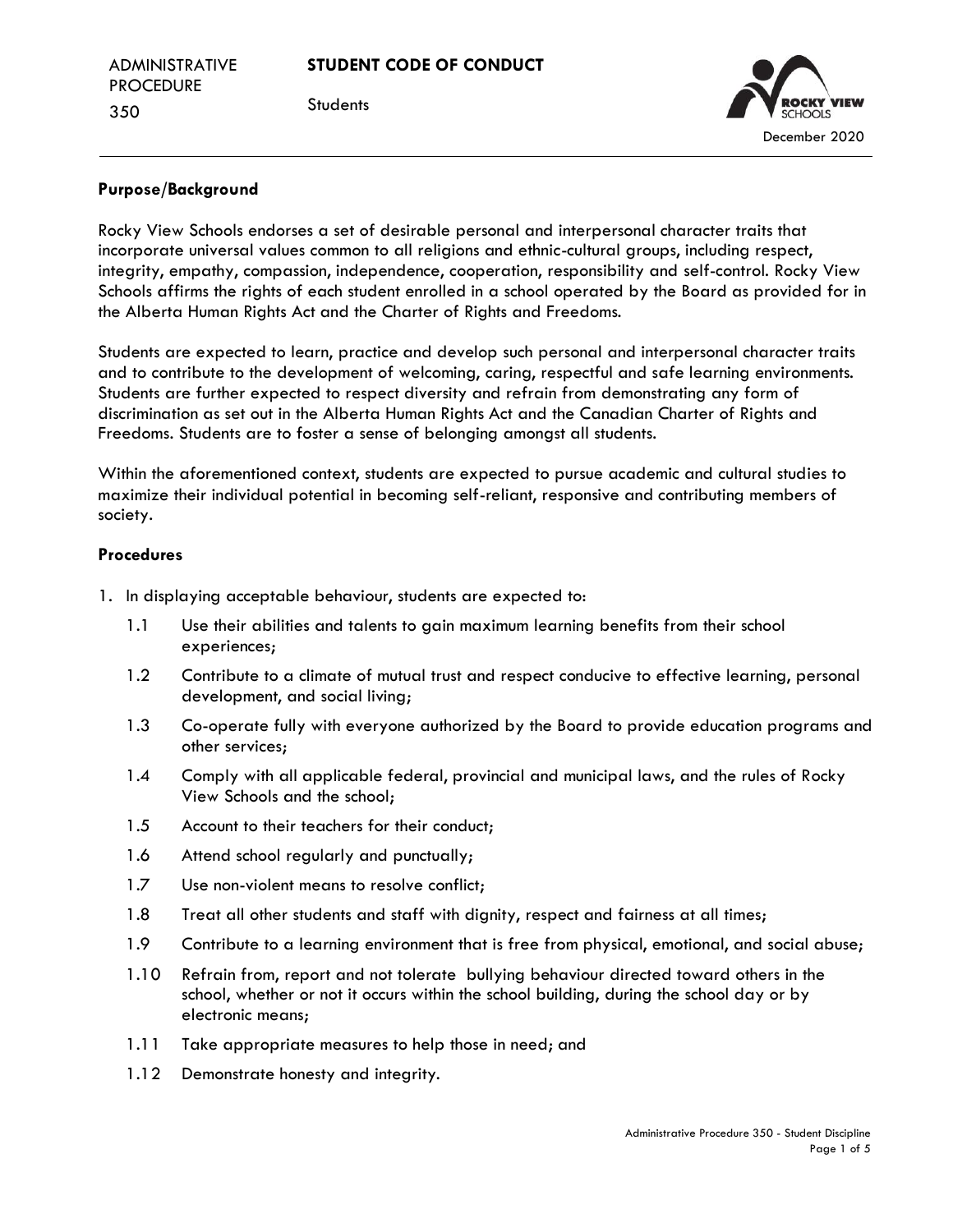ADMINISTRATIVE PROCEDURE 350

# STUDENT CODE OF CONDUCT

Students

December 2020

## Purpose/Background

Rocky View Schools endorses a set of desirable personal and interpersonal character traits that incorporate universal values common to all religions and ethnic-cultural groups, including respect, integrity, empathy, compassion, independence, cooperation, responsibility and self-control. Rocky View Schools affirms the rights of each student enrolled in a school operated by the Board as provided for in the Alberta Human Rights Act and the Charter of Rights and Freedoms.

Students are expected to learn, practice and develop such personal and interpersonal character traits and to contribute to the development of welcoming, caring, respectful and safe learning environments. Students are further expected to respect diversity and refrain from demonstrating any form of discrimination as set out in the Alberta Human Rights Act and the Canadian Charter of Rights and Freedoms. Students are to foster a sense of belonging amongst all students.

Within the aforementioned context, students are expected to pursue academic and cultural studies to maximize their individual potential in becoming self-reliant, responsive and contributing members of society.

## Procedures

1. In displaying acceptable behaviour, students are expected to:
   - 1.1 Use their abilities and talents to gain maximum learning benefits from their school experiences;
   - 1.2 Contribute to a climate of mutual trust and respect conducive to effective learning, personal development, and social living;
   - 1.3 Co-operate fully with everyone authorized by the Board to provide education programs and other services;
   - 1.4 Comply with all applicable federal, provincial and municipal laws, and the rules of Rocky View Schools and the school;
   - 1.5 Account to their teachers for their conduct;
   - 1.6 Attend school regularly and punctually;
   - 1.7 Use non-violent means to resolve conflict;
   - 1.8 Treat all other students and staff with dignity, respect and fairness at all times;
   - 1.9 Contribute to a learning environment that is free from physical, emotional, and social abuse;
   - 1.10 Refrain from, report and not tolerate bullying behaviour directed toward others in the school, whether or not it occurs within the school building, during the school day or by electronic means;
   - 1.11 Take appropriate measures to help those in need; and
   - 1.12 Demonstrate honesty and integrity.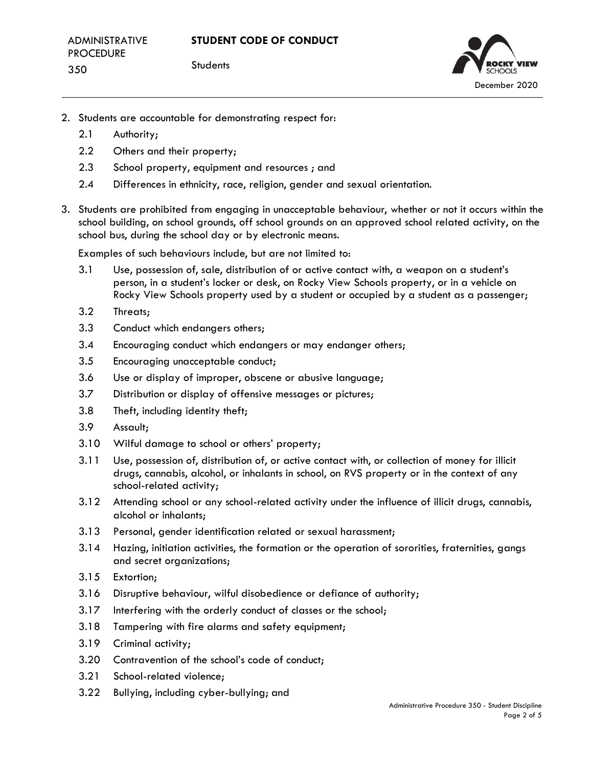2. Students are accountable for demonstrating respect for:
   - 2.1 Authority;
   - 2.2 Others and their property;
   - 2.3 School property, equipment and resources ; and
   - 2.4 Differences in ethnicity, race, religion, gender and sexual orientation.

3. Students are prohibited from engaging in unacceptable behaviour, whether or not it occurs within the school building, on school grounds, off school grounds on an approved school related activity, on the school bus, during the school day or by electronic means.

   Examples of such behaviours include, but are not limited to:

   - 3.1 Use, possession of, sale, distribution of or active contact with, a weapon on a student's person, in a student's locker or desk, on Rocky View Schools property, or in a vehicle on Rocky View Schools property used by a student or occupied by a student as a passenger;
   - 3.2 Threats;
   - 3.3 Conduct which endangers others;
   - 3.4 Encouraging conduct which endangers or may endanger others;
   - 3.5 Encouraging unacceptable conduct;
   - 3.6 Use or display of improper, obscene or abusive language;
   - 3.7 Distribution or display of offensive messages or pictures;
   - 3.8 Theft, including identity theft;
   - 3.9 Assault;
   - 3.10 Wilful damage to school or others' property;
   - 3.11 Use, possession of, distribution of, or active contact with, or collection of money for illicit drugs, cannabis, alcohol, or inhalants in school, on RVS property or in the context of any school-related activity;
   - 3.12 Attending school or any school-related activity under the influence of illicit drugs, cannabis, alcohol or inhalants;
   - 3.13 Personal, gender identification related or sexual harassment;
   - 3.14 Hazing, initiation activities, the formation or the operation of sororities, fraternities, gangs and secret organizations;
   - 3.15 Extortion;
   - 3.16 Disruptive behaviour, wilful disobedience or defiance of authority;
   - 3.17 Interfering with the orderly conduct of classes or the school;
   - 3.18 Tampering with fire alarms and safety equipment;
   - 3.19 Criminal activity;
   - 3.20 Contravention of the school's code of conduct;
   - 3.21 School-related violence;
   - 3.22 Bullying, including cyber-bullying; and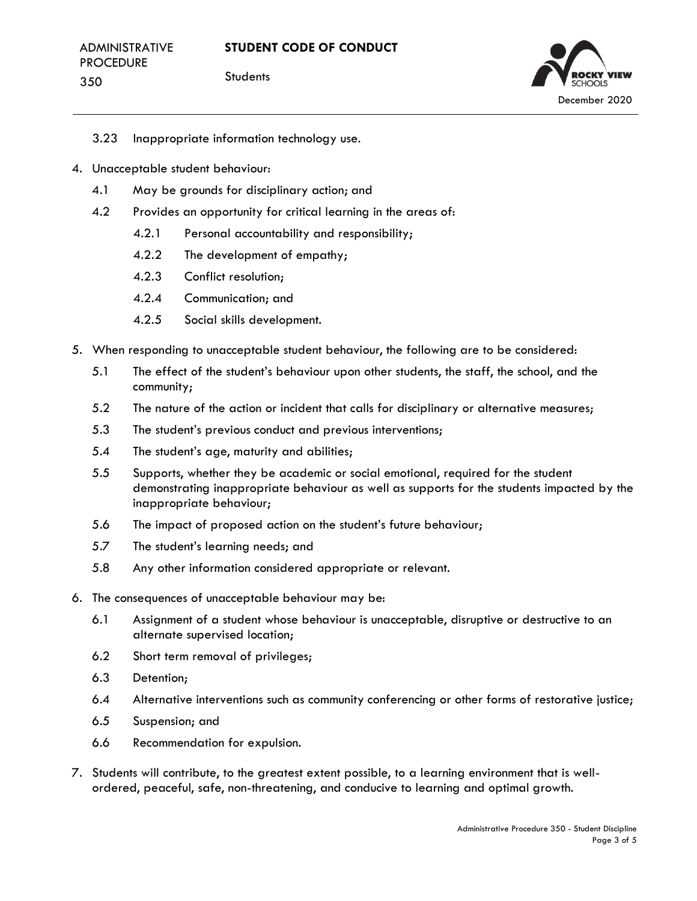3.23 Inappropriate information technology use.

4. Unacceptable student behaviour:
   - 4.1 May be grounds for disciplinary action; and
   - 4.2 Provides an opportunity for critical learning in the areas of:
     - 4.2.1 Personal accountability and responsibility;
     - 4.2.2 The development of empathy;
     - 4.2.3 Conflict resolution;
     - 4.2.4 Communication; and
     - 4.2.5 Social skills development.

5. When responding to unacceptable student behaviour, the following are to be considered:
   - 5.1 The effect of the student's behaviour upon other students, the staff, the school, and the community;
   - 5.2 The nature of the action or incident that calls for disciplinary or alternative measures;
   - 5.3 The student's previous conduct and previous interventions;
   - 5.4 The student's age, maturity and abilities;
   - 5.5 Supports, whether they be academic or social emotional, required for the student demonstrating inappropriate behaviour as well as supports for the students impacted by the inappropriate behaviour;
   - 5.6 The impact of proposed action on the student's future behaviour;
   - 5.7 The student's learning needs; and
   - 5.8 Any other information considered appropriate or relevant.

6. The consequences of unacceptable behaviour may be:
   - 6.1 Assignment of a student whose behaviour is unacceptable, disruptive or destructive to an alternate supervised location;
   - 6.2 Short term removal of privileges;
   - 6.3 Detention;
   - 6.4 Alternative interventions such as community conferencing or other forms of restorative justice;
   - 6.5 Suspension; and
   - 6.6 Recommendation for expulsion.

7. Students will contribute, to the greatest extent possible, to a learning environment that is well-ordered, peaceful, safe, non-threatening, and conducive to learning and optimal growth.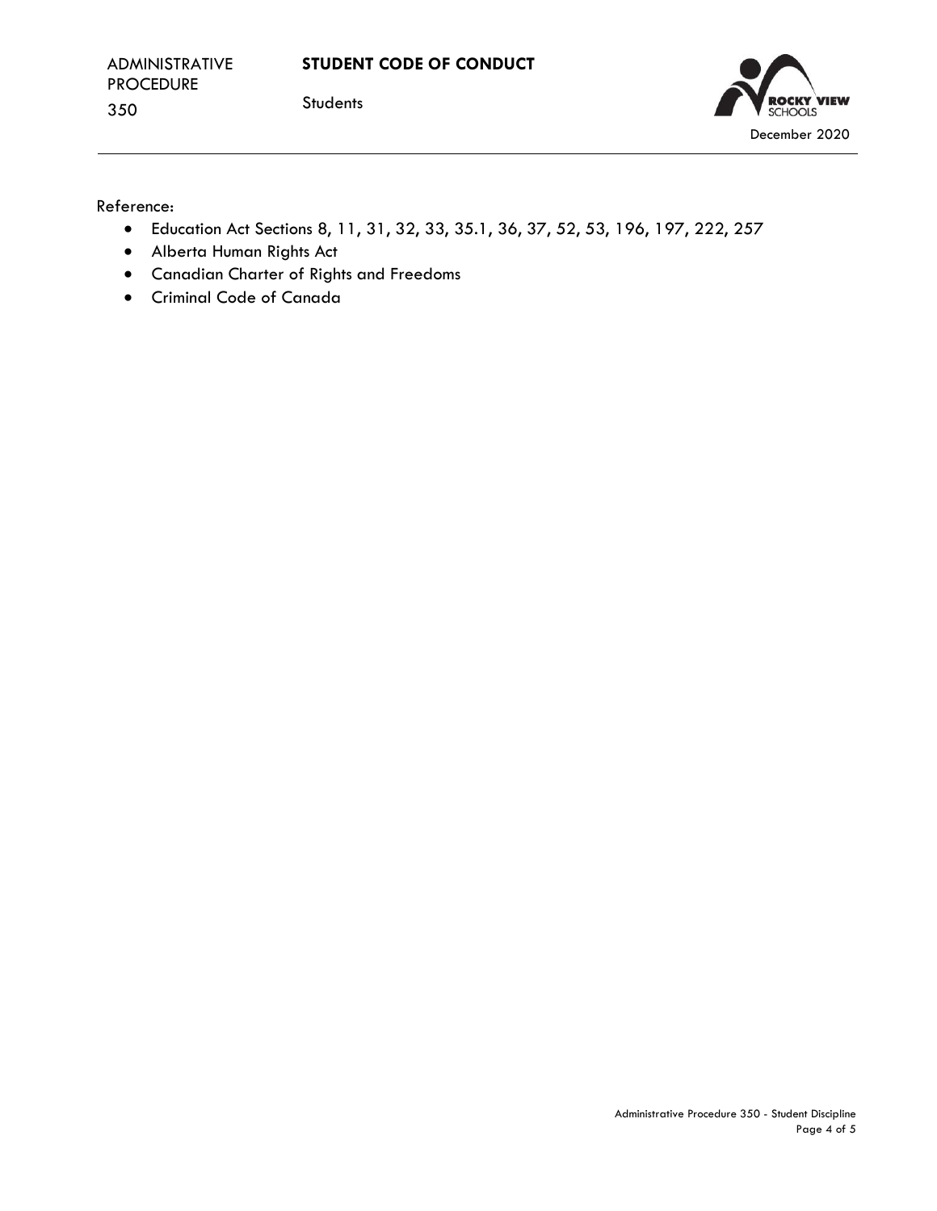Reference:

- Education Act Sections 8, 11, 31, 32, 33, 35.1, 36, 37, 52, 53, 196, 197, 222, 257
- Alberta Human Rights Act
- Canadian Charter of Rights and Freedoms
- Criminal Code of Canada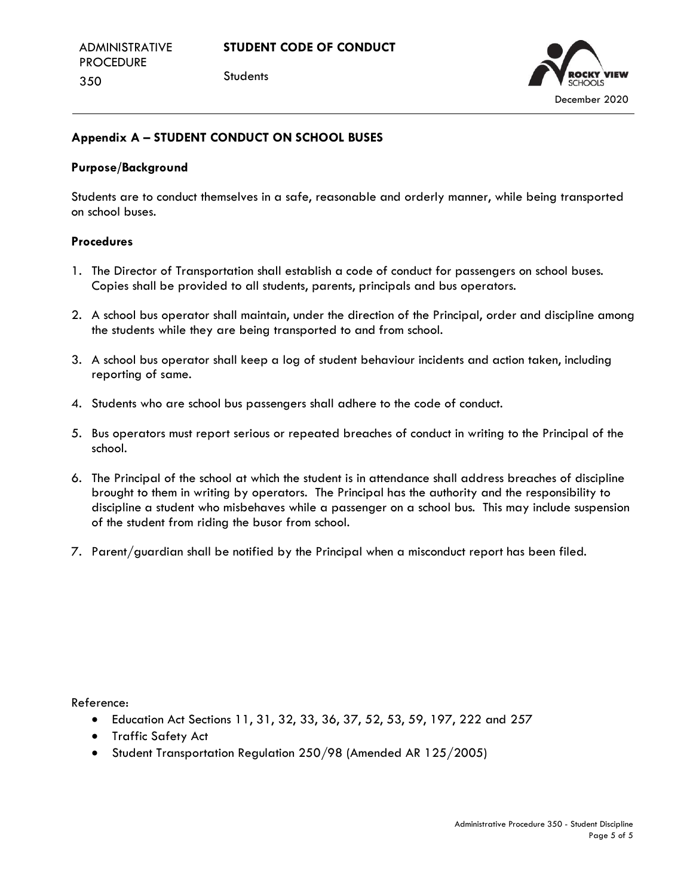## Appendix A – STUDENT CONDUCT ON SCHOOL BUSES

### Purpose/Background

Students are to conduct themselves in a safe, reasonable and orderly manner, while being transported on school buses.

### Procedures

1. The Director of Transportation shall establish a code of conduct for passengers on school buses. Copies shall be provided to all students, parents, principals and bus operators.

2. A school bus operator shall maintain, under the direction of the Principal, order and discipline among the students while they are being transported to and from school.

3. A school bus operator shall keep a log of student behaviour incidents and action taken, including reporting of same.

4. Students who are school bus passengers shall adhere to the code of conduct.

5. Bus operators must report serious or repeated breaches of conduct in writing to the Principal of the school.

6. The Principal of the school at which the student is in attendance shall address breaches of discipline brought to them in writing by operators. The Principal has the authority and the responsibility to discipline a student who misbehaves while a passenger on a school bus. This may include suspension of the student from riding the busor from school.

7. Parent/guardian shall be notified by the Principal when a misconduct report has been filed.

Reference:

- Education Act Sections 11, 31, 32, 33, 36, 37, 52, 53, 59, 197, 222 and 257
- Traffic Safety Act
- Student Transportation Regulation 250/98 (Amended AR 125/2005)